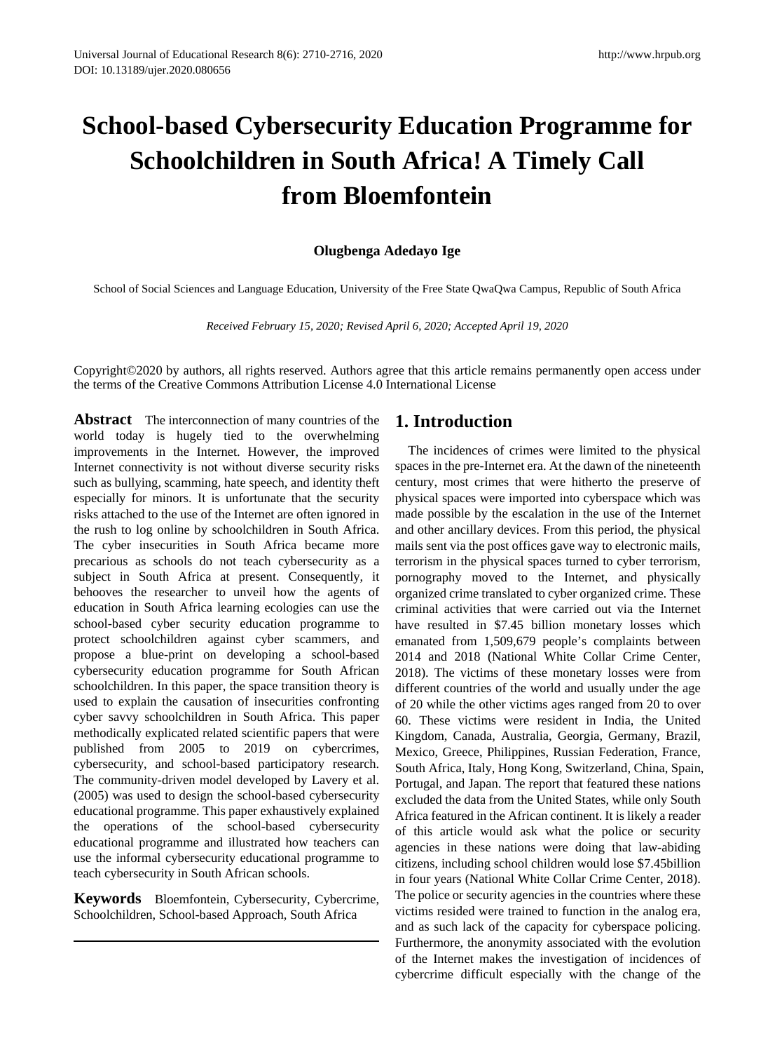# School-based Cybersecurity Education Programme for Schoolchildren in South Africa! A Timely Call from Bloemfontein

**Olugbenga Adedayo Ige**

School of Social Sciences and Language Education, University of the Free State QwaQwa Campus, Republic of South Africa

*Received February 15, 2020; Revised April 6, 2020; Accepted April 19, 2020*

Copyright©2020 by authors, all rights reserved. Authors agree that this article remains permanently open access under the terms of the Creative Commons Attribution License 4.0 International License

**Abstract** The interconnection of many countries of the world today is hugely tied to the overwhelming improvements in the Internet. However, the improved Internet connectivity is not without diverse security risks such as bullying, scamming, hate speech, and identity theft especially for minors. It is unfortunate that the security risks attached to the use of the Internet are often ignored in the rush to log online by schoolchildren in South Africa. The cyber insecurities in South Africa became more precarious as schools do not teach cybersecurity as a subject in South Africa at present. Consequently, it behooves the researcher to unveil how the agents of education in South Africa learning ecologies can use the school-based cyber security education programme to protect schoolchildren against cyber scammers, and propose a blue-print on developing a school-based cybersecurity education programme for South African schoolchildren. In this paper, the space transition theory is used to explain the causation of insecurities confronting cyber savvy schoolchildren in South Africa. This paper methodically explicated related scientific papers that were published from 2005 to 2019 on cybercrimes, cybersecurity, and school-based participatory research. The community-driven model developed by Lavery et al. (2005) was used to design the school-based cybersecurity educational programme. This paper exhaustively explained the operations of the school-based cybersecurity educational programme and illustrated how teachers can use the informal cybersecurity educational programme to teach cybersecurity in South African schools.

**Keywords** Bloemfontein, Cybersecurity, Cybercrime, Schoolchildren, School-based Approach, South Africa

## 1. Introduction

The incidences of crimes were limited to the physical spaces in the pre-Internet era. At the dawn of the nineteenth century, most crimes that were hitherto the preserve of physical spaces were imported into cyberspace which was made possible by the escalation in the use of the Internet and other ancillary devices. From this period, the physical mails sent via the post offices gave way to electronic mails, terrorism in the physical spaces turned to cyber terrorism, pornography moved to the Internet, and physically organized crime translated to cyber organized crime. These criminal activities that were carried out via the Internet have resulted in $7.45 billion monetary losses which emanated from 1,509,679 people's complaints between 2014 and 2018 (National White Collar Crime Center, 2018). The victims of these monetary losses were from different countries of the world and usually under the age of 20 while the other victims ages ranged from 20 to over 60. These victims were resident in India, the United Kingdom, Canada, Australia, Georgia, Germany, Brazil, Mexico, Greece, Philippines, Russian Federation, France, South Africa, Italy, Hong Kong, Switzerland, China, Spain, Portugal, and Japan. The report that featured these nations excluded the data from the United States, while only South Africa featured in the African continent. It is likely a reader of this article would ask what the police or security agencies in these nations were doing that law-abiding citizens, including school children would lose $7.45billion in four years (National White Collar Crime Center, 2018). The police or security agencies in the countries where these victims resided were trained to function in the analog era, and as such lack of the capacity for cyberspace policing. Furthermore, the anonymity associated with the evolution of the Internet makes the investigation of incidences of cybercrime difficult especially with the change of the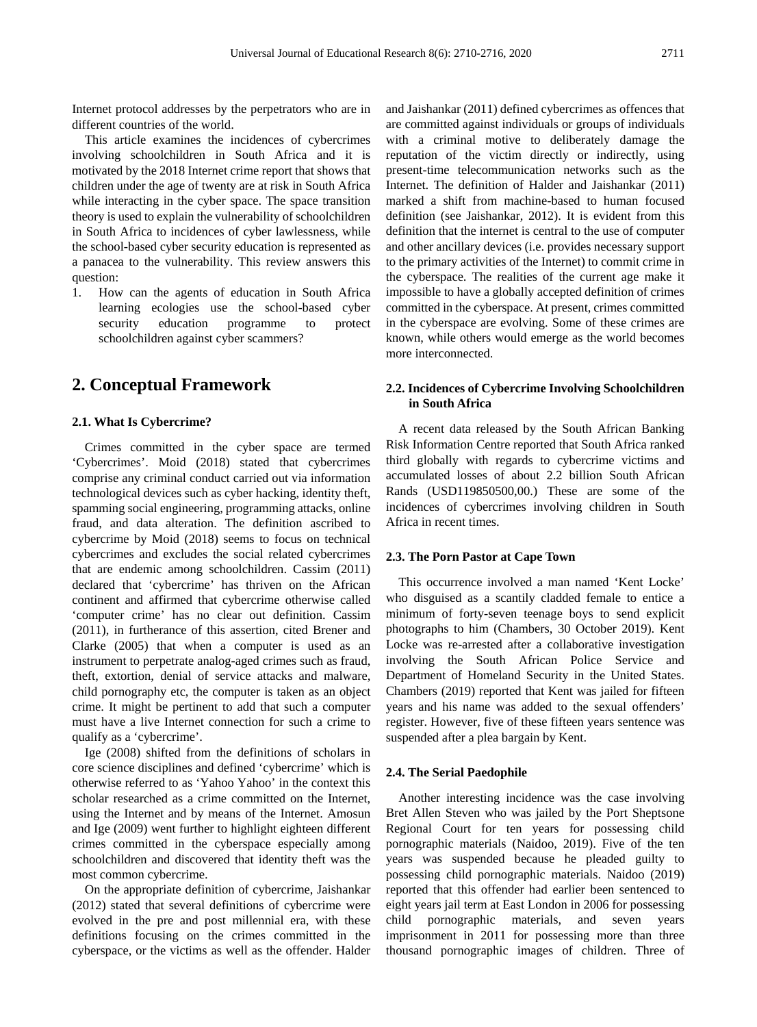Internet protocol addresses by the perpetrators who are in different countries of the world.

This article examines the incidences of cybercrimes involving schoolchildren in South Africa and it is motivated by the 2018 Internet crime report that shows that children under the age of twenty are at risk in South Africa while interacting in the cyber space. The space transition theory is used to explain the vulnerability of schoolchildren in South Africa to incidences of cyber lawlessness, while the school-based cyber security education is represented as a panacea to the vulnerability. This review answers this question:

1. How can the agents of education in South Africa learning ecologies use the school-based cyber security education programme to protect schoolchildren against cyber scammers?

## 2. Conceptual Framework

### 2.1. What Is Cybercrime?

Crimes committed in the cyber space are termed 'Cybercrimes'. Moid (2018) stated that cybercrimes comprise any criminal conduct carried out via information technological devices such as cyber hacking, identity theft, spamming social engineering, programming attacks, online fraud, and data alteration. The definition ascribed to cybercrime by Moid (2018) seems to focus on technical cybercrimes and excludes the social related cybercrimes that are endemic among schoolchildren. Cassim (2011) declared that 'cybercrime' has thriven on the African continent and affirmed that cybercrime otherwise called 'computer crime' has no clear out definition. Cassim (2011), in furtherance of this assertion, cited Brener and Clarke (2005) that when a computer is used as an instrument to perpetrate analog-aged crimes such as fraud, theft, extortion, denial of service attacks and malware, child pornography etc, the computer is taken as an object crime. It might be pertinent to add that such a computer must have a live Internet connection for such a crime to qualify as a 'cybercrime'.

Ige (2008) shifted from the definitions of scholars in core science disciplines and defined 'cybercrime' which is otherwise referred to as 'Yahoo Yahoo' in the context this scholar researched as a crime committed on the Internet, using the Internet and by means of the Internet. Amosun and Ige (2009) went further to highlight eighteen different crimes committed in the cyberspace especially among schoolchildren and discovered that identity theft was the most common cybercrime.

On the appropriate definition of cybercrime, Jaishankar (2012) stated that several definitions of cybercrime were evolved in the pre and post millennial era, with these definitions focusing on the crimes committed in the cyberspace, or the victims as well as the offender. Halder and Jaishankar (2011) defined cybercrimes as offences that are committed against individuals or groups of individuals with a criminal motive to deliberately damage the reputation of the victim directly or indirectly, using present-time telecommunication networks such as the Internet. The definition of Halder and Jaishankar (2011) marked a shift from machine-based to human focused definition (see Jaishankar, 2012). It is evident from this definition that the internet is central to the use of computer and other ancillary devices (i.e. provides necessary support to the primary activities of the Internet) to commit crime in the cyberspace. The realities of the current age make it impossible to have a globally accepted definition of crimes committed in the cyberspace. At present, crimes committed in the cyberspace are evolving. Some of these crimes are known, while others would emerge as the world becomes more interconnected.

### 2.2. Incidences of Cybercrime Involving Schoolchildren in South Africa

A recent data released by the South African Banking Risk Information Centre reported that South Africa ranked third globally with regards to cybercrime victims and accumulated losses of about 2.2 billion South African Rands (USD119850500,00.) These are some of the incidences of cybercrimes involving children in South Africa in recent times.

### 2.3. The Porn Pastor at Cape Town

This occurrence involved a man named 'Kent Locke' who disguised as a scantily cladded female to entice a minimum of forty-seven teenage boys to send explicit photographs to him (Chambers, 30 October 2019). Kent Locke was re-arrested after a collaborative investigation involving the South African Police Service and Department of Homeland Security in the United States. Chambers (2019) reported that Kent was jailed for fifteen years and his name was added to the sexual offenders' register. However, five of these fifteen years sentence was suspended after a plea bargain by Kent.

### 2.4. The Serial Paedophile

Another interesting incidence was the case involving Bret Allen Steven who was jailed by the Port Sheptsone Regional Court for ten years for possessing child pornographic materials (Naidoo, 2019). Five of the ten years was suspended because he pleaded guilty to possessing child pornographic materials. Naidoo (2019) reported that this offender had earlier been sentenced to eight years jail term at East London in 2006 for possessing child pornographic materials, and seven years imprisonment in 2011 for possessing more than three thousand pornographic images of children. Three of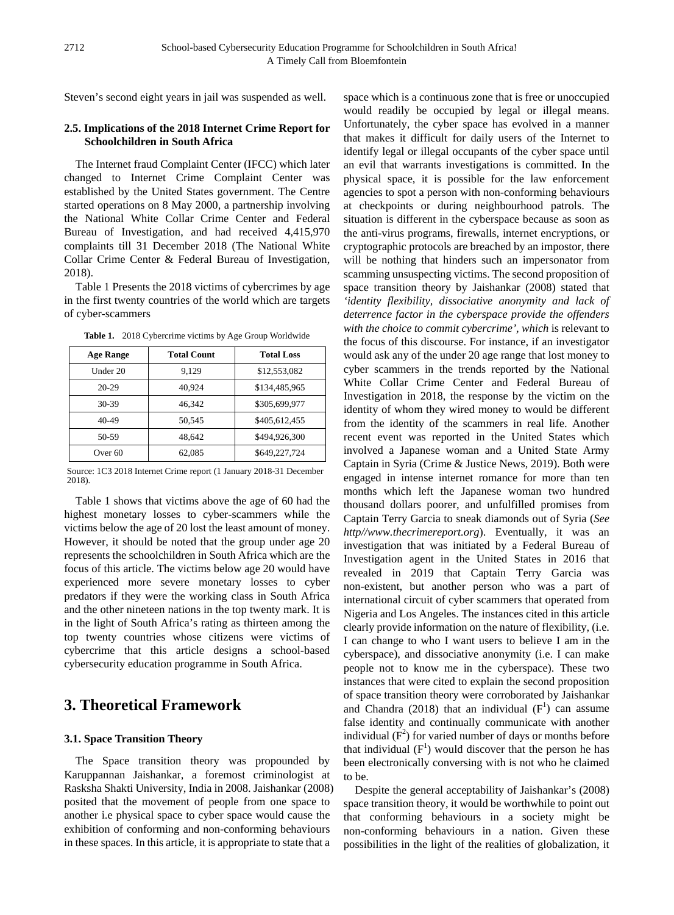Steven's second eight years in jail was suspended as well.

### 2.5. Implications of the 2018 Internet Crime Report for Schoolchildren in South Africa

The Internet fraud Complaint Center (IFCC) which later changed to Internet Crime Complaint Center was established by the United States government. The Centre started operations on 8 May 2000, a partnership involving the National White Collar Crime Center and Federal Bureau of Investigation, and had received 4,415,970 complaints till 31 December 2018 (The National White Collar Crime Center & Federal Bureau of Investigation, 2018).

Table 1 Presents the 2018 victims of cybercrimes by age in the first twenty countries of the world which are targets of cyber-scammers

**Table 1.** 2018 Cybercrime victims by Age Group Worldwide

| Age Range | Total Count | Total Loss |
|---|---|---|
| Under 20 | 9,129 | $12,553,082 |
| 20-29 | 40,924 | $134,485,965 |
| 30-39 | 46,342 | $305,699,977 |
| 40-49 | 50,545 | $405,612,455 |
| 50-59 | 48,642 | $494,926,300 |
| Over 60 | 62,085 | $649,227,724 |

Source: 1C3 2018 Internet Crime report (1 January 2018-31 December 2018).

Table 1 shows that victims above the age of 60 had the highest monetary losses to cyber-scammers while the victims below the age of 20 lost the least amount of money. However, it should be noted that the group under age 20 represents the schoolchildren in South Africa which are the focus of this article. The victims below age 20 would have experienced more severe monetary losses to cyber predators if they were the working class in South Africa and the other nineteen nations in the top twenty mark. It is in the light of South Africa's rating as thirteen among the top twenty countries whose citizens were victims of cybercrime that this article designs a school-based cybersecurity education programme in South Africa.

## 3. Theoretical Framework

### 3.1. Space Transition Theory

The Space transition theory was propounded by Karuppannan Jaishankar, a foremost criminologist at Rasksha Shakti University, India in 2008. Jaishankar (2008) posited that the movement of people from one space to another i.e physical space to cyber space would cause the exhibition of conforming and non-conforming behaviours in these spaces. In this article, it is appropriate to state that a space which is a continuous zone that is free or unoccupied would readily be occupied by legal or illegal means. Unfortunately, the cyber space has evolved in a manner that makes it difficult for daily users of the Internet to identify legal or illegal occupants of the cyber space until an evil that warrants investigations is committed. In the physical space, it is possible for the law enforcement agencies to spot a person with non-conforming behaviours at checkpoints or during neighbourhood patrols. The situation is different in the cyberspace because as soon as the anti-virus programs, firewalls, internet encryptions, or cryptographic protocols are breached by an impostor, there will be nothing that hinders such an impersonator from scamming unsuspecting victims. The second proposition of space transition theory by Jaishankar (2008) stated that *'identity flexibility, dissociative anonymity and lack of deterrence factor in the cyberspace provide the offenders with the choice to commit cybercrime', which* is relevant to the focus of this discourse. For instance, if an investigator would ask any of the under 20 age range that lost money to cyber scammers in the trends reported by the National White Collar Crime Center and Federal Bureau of Investigation in 2018, the response by the victim on the identity of whom they wired money to would be different from the identity of the scammers in real life. Another recent event was reported in the United States which involved a Japanese woman and a United State Army Captain in Syria (Crime & Justice News, 2019). Both were engaged in intense internet romance for more than ten months which left the Japanese woman two hundred thousand dollars poorer, and unfulfilled promises from Captain Terry Garcia to sneak diamonds out of Syria (*See http//www.thecrimereport.org*). Eventually, it was an investigation that was initiated by a Federal Bureau of Investigation agent in the United States in 2016 that revealed in 2019 that Captain Terry Garcia was non-existent, but another person who was a part of international circuit of cyber scammers that operated from Nigeria and Los Angeles. The instances cited in this article clearly provide information on the nature of flexibility, (i.e. I can change to who I want users to believe I am in the cyberspace), and dissociative anonymity (i.e. I can make people not to know me in the cyberspace). These two instances that were cited to explain the second proposition of space transition theory were corroborated by Jaishankar and Chandra (2018) that an individual ($F^1$) can assume false identity and continually communicate with another individual ($F^2$) for varied number of days or months before that individual ($F^1$) would discover that the person he has been electronically conversing with is not who he claimed to be.

Despite the general acceptability of Jaishankar's (2008) space transition theory, it would be worthwhile to point out that conforming behaviours in a society might be non-conforming behaviours in a nation. Given these possibilities in the light of the realities of globalization, it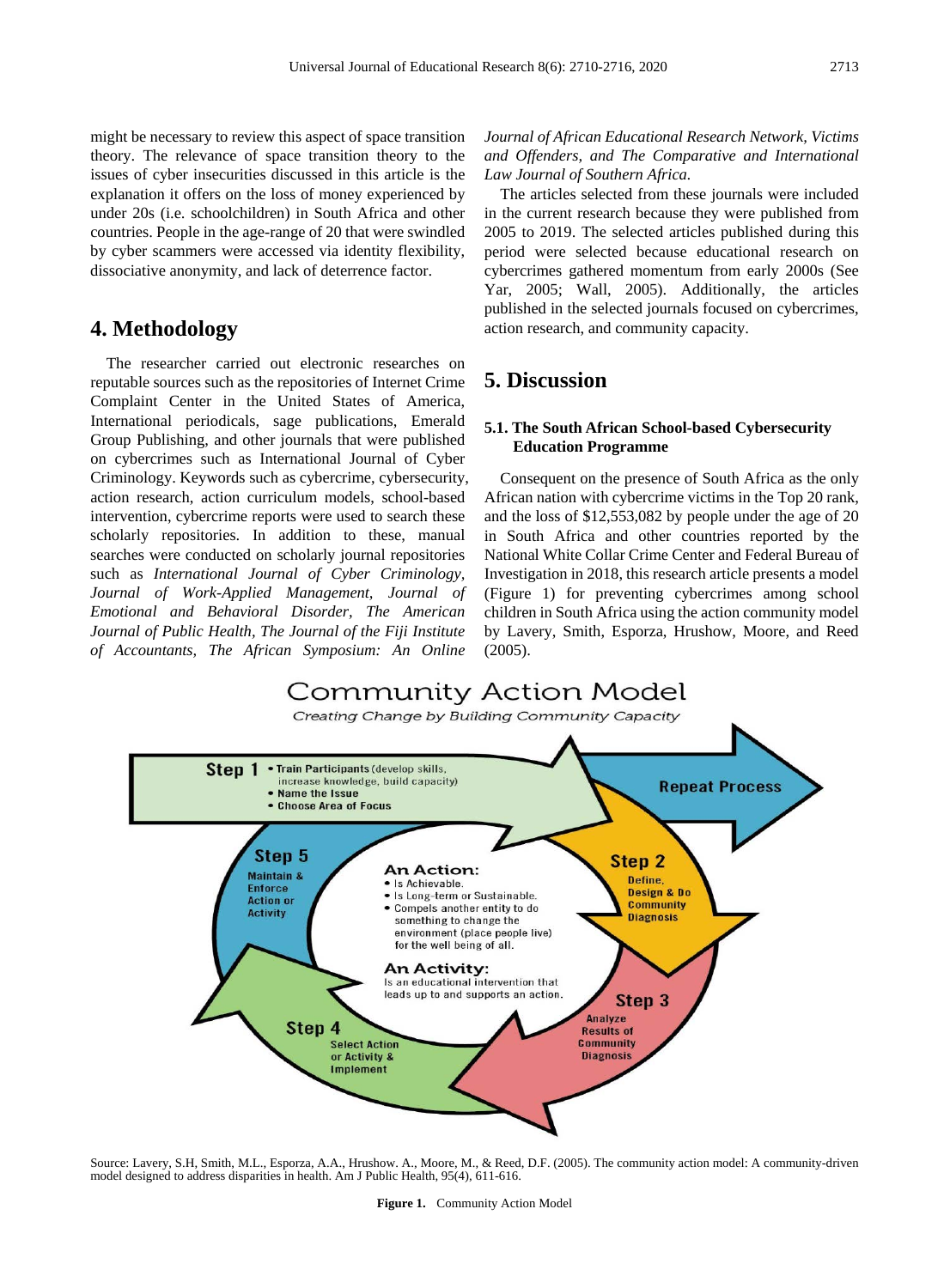might be necessary to review this aspect of space transition theory. The relevance of space transition theory to the issues of cyber insecurities discussed in this article is the explanation it offers on the loss of money experienced by under 20s (i.e. schoolchildren) in South Africa and other countries. People in the age-range of 20 that were swindled by cyber scammers were accessed via identity flexibility, dissociative anonymity, and lack of deterrence factor.

## 4. Methodology

The researcher carried out electronic researches on reputable sources such as the repositories of Internet Crime Complaint Center in the United States of America, International periodicals, sage publications, Emerald Group Publishing, and other journals that were published on cybercrimes such as International Journal of Cyber Criminology. Keywords such as cybercrime, cybersecurity, action research, action curriculum models, school-based intervention, cybercrime reports were used to search these scholarly repositories. In addition to these, manual searches were conducted on scholarly journal repositories such as *International Journal of Cyber Criminology, Journal of Work-Applied Management, Journal of Emotional and Behavioral Disorder, The American Journal of Public Health, The Journal of the Fiji Institute of Accountants, The African Symposium: An Online Journal of African Educational Research Network, Victims and Offenders, and The Comparative and International Law Journal of Southern Africa.*

The articles selected from these journals were included in the current research because they were published from 2005 to 2019. The selected articles published during this period were selected because educational research on cybercrimes gathered momentum from early 2000s (See Yar, 2005; Wall, 2005). Additionally, the articles published in the selected journals focused on cybercrimes, action research, and community capacity.

## 5. Discussion

### 5.1. The South African School-based Cybersecurity Education Programme

Consequent on the presence of South Africa as the only African nation with cybercrime victims in the Top 20 rank, and the loss of $12,553,082 by people under the age of 20 in South Africa and other countries reported by the National White Collar Crime Center and Federal Bureau of Investigation in 2018, this research article presents a model (Figure 1) for preventing cybercrimes among school children in South Africa using the action community model by Lavery, Smith, Esporza, Hrushow, Moore, and Reed (2005).

Community Action Model

*Creating Change by Building Community Capacity*

- **Step 1**
  - Train Participants (develop skills, increase knowledge, build capacity)
  - Name the Issue
  - Choose Area of Focus
- **Step 2** Define, Design & Do Community Diagnosis
- **Step 3** Analyze Results of Community Diagnosis
- **Step 4** Select Action or Activity & Implement
- **Step 5** Maintain & Enforce Action or Activity
- **Repeat Process**

**An Action:**
- Is Achievable.
- Is Long-term or Sustainable.
- Compels another entity to do something to change the environment (place people live) for the well being of all.

**An Activity:**
Is an educational intervention that leads up to and supports an action.

Source: Lavery, S.H, Smith, M.L., Esporza, A.A., Hrushow. A., Moore, M., & Reed, D.F. (2005). The community action model: A community-driven model designed to address disparities in health. Am J Public Health, 95(4), 611-616.

**Figure 1.** Community Action Model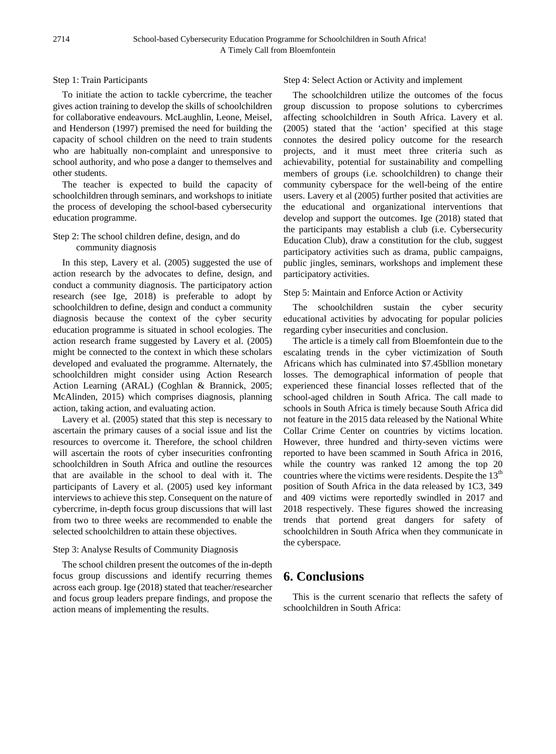Step 1: Train Participants

To initiate the action to tackle cybercrime, the teacher gives action training to develop the skills of schoolchildren for collaborative endeavours. McLaughlin, Leone, Meisel, and Henderson (1997) premised the need for building the capacity of school children on the need to train students who are habitually non-complaint and unresponsive to school authority, and who pose a danger to themselves and other students.

The teacher is expected to build the capacity of schoolchildren through seminars, and workshops to initiate the process of developing the school-based cybersecurity education programme.

Step 2: The school children define, design, and do community diagnosis

In this step, Lavery et al. (2005) suggested the use of action research by the advocates to define, design, and conduct a community diagnosis. The participatory action research (see Ige, 2018) is preferable to adopt by schoolchildren to define, design and conduct a community diagnosis because the context of the cyber security education programme is situated in school ecologies. The action research frame suggested by Lavery et al. (2005) might be connected to the context in which these scholars developed and evaluated the programme. Alternately, the schoolchildren might consider using Action Research Action Learning (ARAL) (Coghlan & Brannick, 2005; McAlinden, 2015) which comprises diagnosis, planning action, taking action, and evaluating action.

Lavery et al. (2005) stated that this step is necessary to ascertain the primary causes of a social issue and list the resources to overcome it. Therefore, the school children will ascertain the roots of cyber insecurities confronting schoolchildren in South Africa and outline the resources that are available in the school to deal with it. The participants of Lavery et al. (2005) used key informant interviews to achieve this step. Consequent on the nature of cybercrime, in-depth focus group discussions that will last from two to three weeks are recommended to enable the selected schoolchildren to attain these objectives.

Step 3: Analyse Results of Community Diagnosis

The school children present the outcomes of the in-depth focus group discussions and identify recurring themes across each group. Ige (2018) stated that teacher/researcher and focus group leaders prepare findings, and propose the action means of implementing the results.

Step 4: Select Action or Activity and implement

The schoolchildren utilize the outcomes of the focus group discussion to propose solutions to cybercrimes affecting schoolchildren in South Africa. Lavery et al. (2005) stated that the 'action' specified at this stage connotes the desired policy outcome for the research projects, and it must meet three criteria such as achievability, potential for sustainability and compelling members of groups (i.e. schoolchildren) to change their community cyberspace for the well-being of the entire users. Lavery et al (2005) further posited that activities are the educational and organizational interventions that develop and support the outcomes. Ige (2018) stated that the participants may establish a club (i.e. Cybersecurity Education Club), draw a constitution for the club, suggest participatory activities such as drama, public campaigns, public jingles, seminars, workshops and implement these participatory activities.

Step 5: Maintain and Enforce Action or Activity

The schoolchildren sustain the cyber security educational activities by advocating for popular policies regarding cyber insecurities and conclusion.

The article is a timely call from Bloemfontein due to the escalating trends in the cyber victimization of South Africans which has culminated into $7.45bllion monetary losses. The demographical information of people that experienced these financial losses reflected that of the school-aged children in South Africa. The call made to schools in South Africa is timely because South Africa did not feature in the 2015 data released by the National White Collar Crime Center on countries by victims location. However, three hundred and thirty-seven victims were reported to have been scammed in South Africa in 2016, while the country was ranked 12 among the top 20 countries where the victims were residents. Despite the 13th position of South Africa in the data released by 1C3, 349 and 409 victims were reportedly swindled in 2017 and 2018 respectively. These figures showed the increasing trends that portend great dangers for safety of schoolchildren in South Africa when they communicate in the cyberspace.

## 6. Conclusions

This is the current scenario that reflects the safety of schoolchildren in South Africa: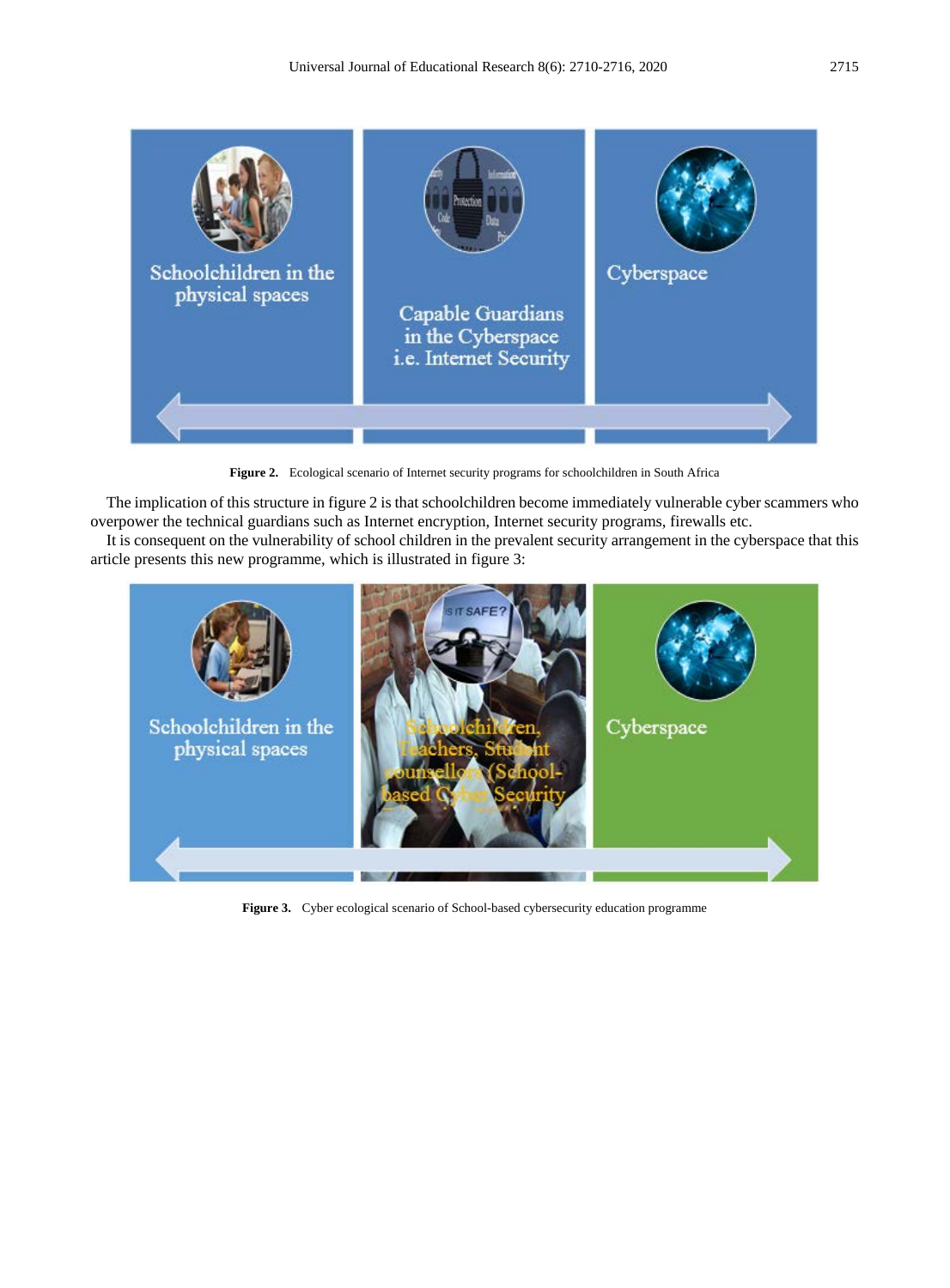Schoolchildren in the physical spaces

Capable Guardians in the Cyberspace i.e. Internet Security

Cyberspace

**Figure 2.** Ecological scenario of Internet security programs for schoolchildren in South Africa

The implication of this structure in figure 2 is that schoolchildren become immediately vulnerable cyber scammers who overpower the technical guardians such as Internet encryption, Internet security programs, firewalls etc.

It is consequent on the vulnerability of school children in the prevalent security arrangement in the cyberspace that this article presents this new programme, which is illustrated in figure 3:

Schoolchildren in the physical spaces

Schoolchildren, Teachers, Student counsellors (School-based Cyber Security

Cyberspace

**Figure 3.** Cyber ecological scenario of School-based cybersecurity education programme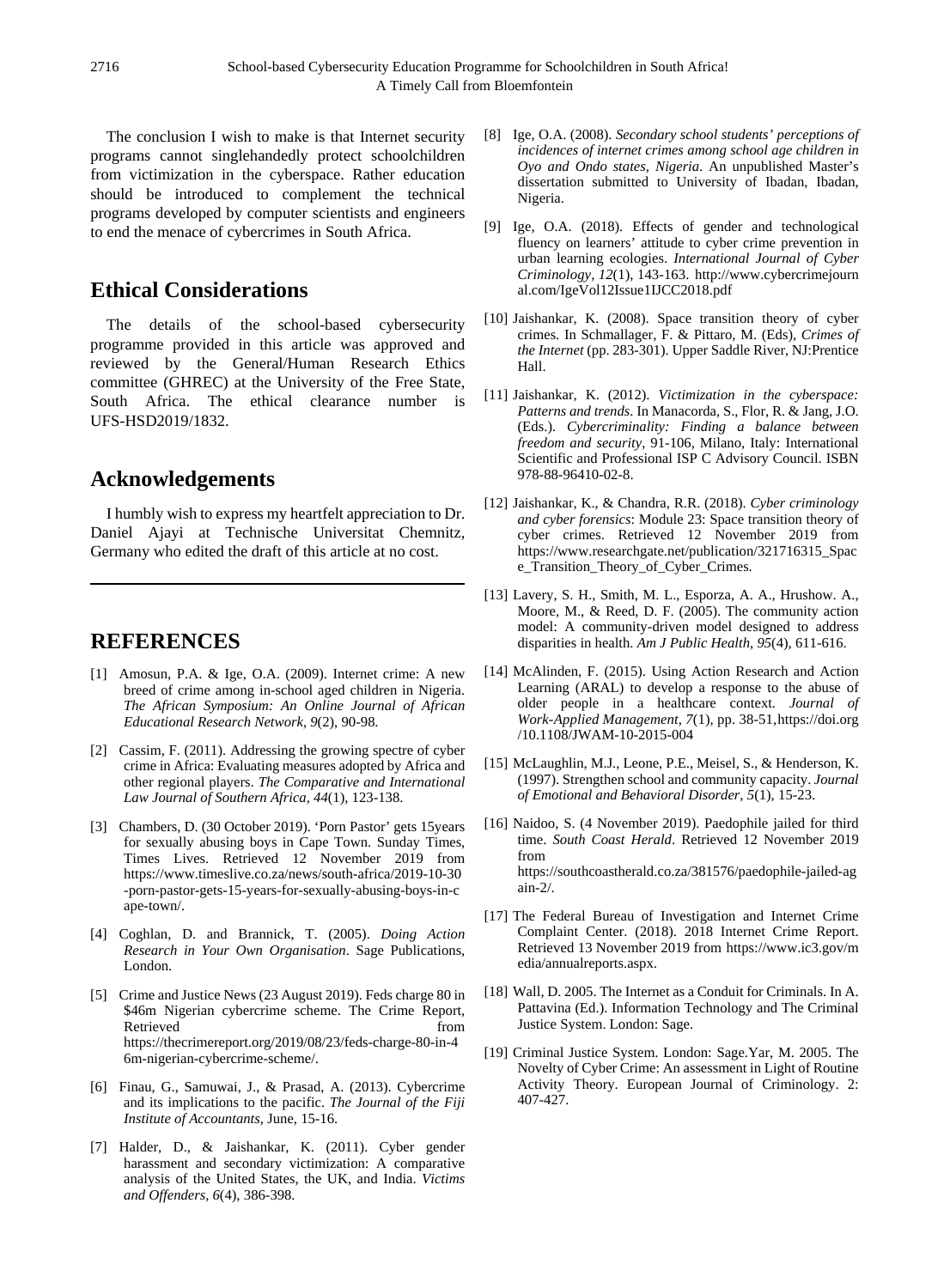The conclusion I wish to make is that Internet security programs cannot singlehandedly protect schoolchildren from victimization in the cyberspace. Rather education should be introduced to complement the technical programs developed by computer scientists and engineers to end the menace of cybercrimes in South Africa.

## Ethical Considerations

The details of the school-based cybersecurity programme provided in this article was approved and reviewed by the General/Human Research Ethics committee (GHREC) at the University of the Free State, South Africa. The ethical clearance number is UFS-HSD2019/1832.

## Acknowledgements

I humbly wish to express my heartfelt appreciation to Dr. Daniel Ajayi at Technische Universitat Chemnitz, Germany who edited the draft of this article at no cost.

---

## REFERENCES

[1] Amosun, P.A. & Ige, O.A. (2009). Internet crime: A new breed of crime among in-school aged children in Nigeria. *The African Symposium: An Online Journal of African Educational Research Network, 9*(2), 90-98.

[2] Cassim, F. (2011). Addressing the growing spectre of cyber crime in Africa: Evaluating measures adopted by Africa and other regional players. *The Comparative and International Law Journal of Southern Africa, 44*(1), 123-138.

[3] Chambers, D. (30 October 2019). 'Porn Pastor' gets 15years for sexually abusing boys in Cape Town. Sunday Times, Times Lives. Retrieved 12 November 2019 from https://www.timeslive.co.za/news/south-africa/2019-10-30-porn-pastor-gets-15-years-for-sexually-abusing-boys-in-cape-town/.

[4] Coghlan, D. and Brannick, T. (2005). *Doing Action Research in Your Own Organisation*. Sage Publications, London.

[5] Crime and Justice News (23 August 2019). Feds charge 80 in $46m Nigerian cybercrime scheme. The Crime Report, Retrieved from https://thecrimereport.org/2019/08/23/feds-charge-80-in-46m-nigerian-cybercrime-scheme/.

[6] Finau, G., Samuwai, J., & Prasad, A. (2013). Cybercrime and its implications to the pacific. *The Journal of the Fiji Institute of Accountants*, June, 15-16.

[7] Halder, D., & Jaishankar, K. (2011). Cyber gender harassment and secondary victimization: A comparative analysis of the United States, the UK, and India. *Victims and Offenders, 6*(4), 386-398.

[8] Ige, O.A. (2008). *Secondary school students' perceptions of incidences of internet crimes among school age children in Oyo and Ondo states, Nigeria*. An unpublished Master's dissertation submitted to University of Ibadan, Ibadan, Nigeria.

[9] Ige, O.A. (2018). Effects of gender and technological fluency on learners' attitude to cyber crime prevention in urban learning ecologies. *International Journal of Cyber Criminology*, *12*(1), 143-163. http://www.cybercrimejournal.com/IgeVol12Issue1IJCC2018.pdf

[10] Jaishankar, K. (2008). Space transition theory of cyber crimes. In Schmallager, F. & Pittaro, M. (Eds), *Crimes of the Internet* (pp. 283-301). Upper Saddle River, NJ:Prentice Hall.

[11] Jaishankar, K. (2012). *Victimization in the cyberspace: Patterns and trends*. In Manacorda, S., Flor, R. & Jang, J.O. (Eds.). *Cybercriminality: Finding a balance between freedom and security*, 91-106, Milano, Italy: International Scientific and Professional ISP C Advisory Council. ISBN 978-88-96410-02-8.

[12] Jaishankar, K., & Chandra, R.R. (2018). *Cyber criminology and cyber forensics*: Module 23: Space transition theory of cyber crimes. Retrieved 12 November 2019 from https://www.researchgate.net/publication/321716315_Space_Transition_Theory_of_Cyber_Crimes.

[13] Lavery, S. H., Smith, M. L., Esporza, A. A., Hrushow. A., Moore, M., & Reed, D. F. (2005). The community action model: A community-driven model designed to address disparities in health. *Am J Public Health, 95*(4), 611-616.

[14] McAlinden, F. (2015). Using Action Research and Action Learning (ARAL) to develop a response to the abuse of older people in a healthcare context. *Journal of Work-Applied Management, 7*(1), pp. 38-51, https://doi.org/10.1108/JWAM-10-2015-004

[15] McLaughlin, M.J., Leone, P.E., Meisel, S., & Henderson, K. (1997). Strengthen school and community capacity. *Journal of Emotional and Behavioral Disorder, 5*(1), 15-23.

[16] Naidoo, S. (4 November 2019). Paedophile jailed for third time. *South Coast Herald*. Retrieved 12 November 2019 from https://southcoastherald.co.za/381576/paedophile-jailed-again-2/.

[17] The Federal Bureau of Investigation and Internet Crime Complaint Center. (2018). 2018 Internet Crime Report. Retrieved 13 November 2019 from https://www.ic3.gov/media/annualreports.aspx.

[18] Wall, D. 2005. The Internet as a Conduit for Criminals. In A. Pattavina (Ed.). Information Technology and The Criminal Justice System. London: Sage.

[19] Criminal Justice System. London: Sage.Yar, M. 2005. The Novelty of Cyber Crime: An assessment in Light of Routine Activity Theory. European Journal of Criminology. 2: 407-427.